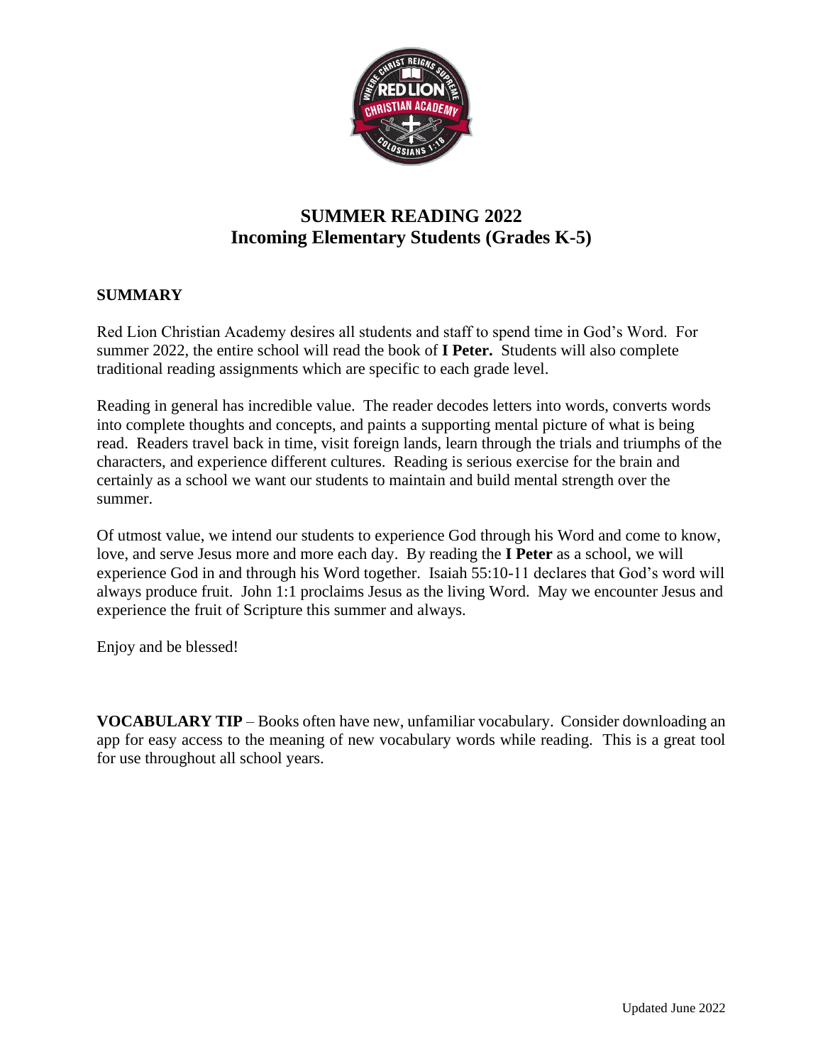# SUMMER READING 2022
## Incoming Elementary Students (Grades K-5)

### SUMMARY

Red Lion Christian Academy desires all students and staff to spend time in God's Word. For summer 2022, the entire school will read the book of **I Peter.** Students will also complete traditional reading assignments which are specific to each grade level.

Reading in general has incredible value. The reader decodes letters into words, converts words into complete thoughts and concepts, and paints a supporting mental picture of what is being read. Readers travel back in time, visit foreign lands, learn through the trials and triumphs of the characters, and experience different cultures. Reading is serious exercise for the brain and certainly as a school we want our students to maintain and build mental strength over the summer.

Of utmost value, we intend our students to experience God through his Word and come to know, love, and serve Jesus more and more each day. By reading the **I Peter** as a school, we will experience God in and through his Word together. Isaiah 55:10-11 declares that God's word will always produce fruit. John 1:1 proclaims Jesus as the living Word. May we encounter Jesus and experience the fruit of Scripture this summer and always.

Enjoy and be blessed!

**VOCABULARY TIP** – Books often have new, unfamiliar vocabulary. Consider downloading an app for easy access to the meaning of new vocabulary words while reading. This is a great tool for use throughout all school years.

Updated June 2022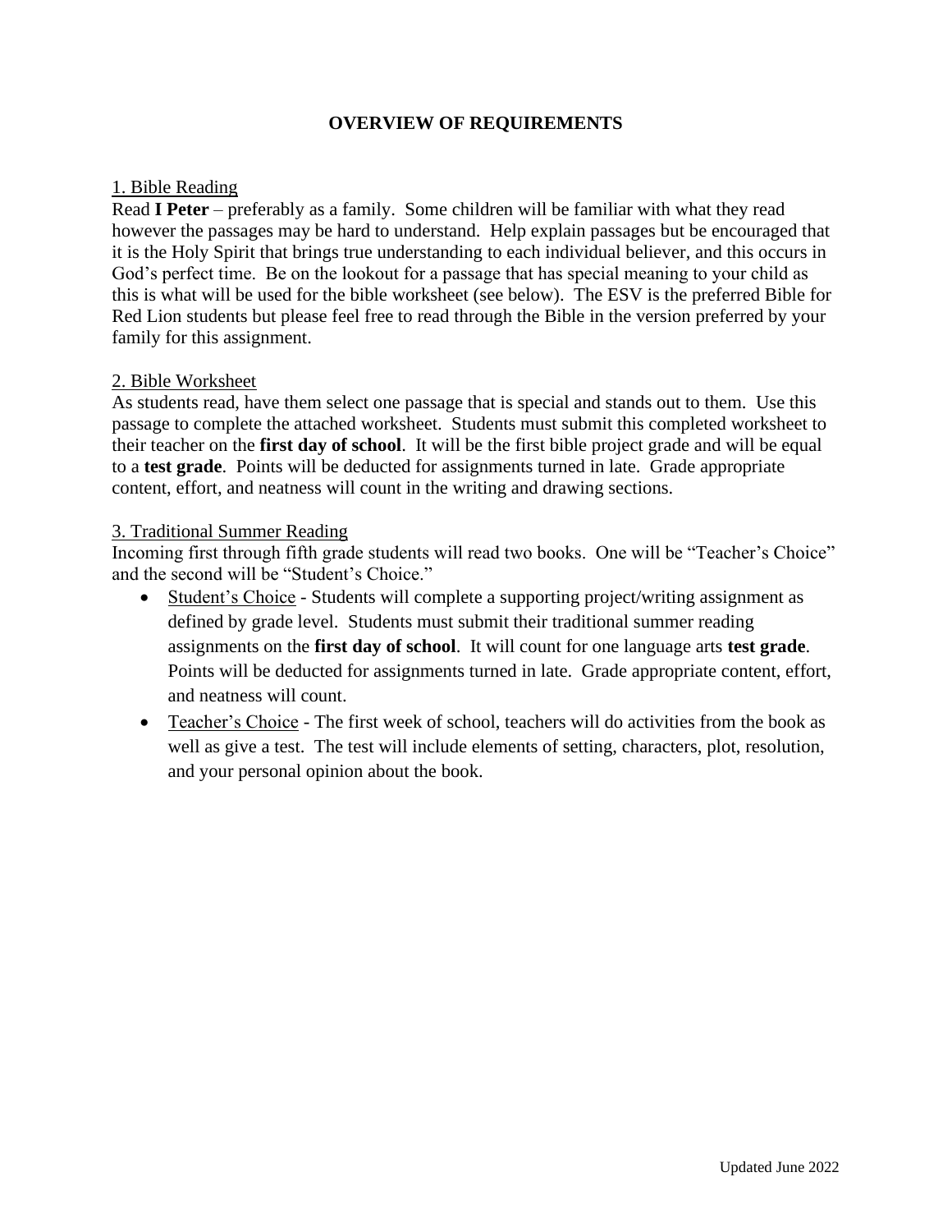# OVERVIEW OF REQUIREMENTS

## 1. Bible Reading

Read **I Peter** – preferably as a family. Some children will be familiar with what they read however the passages may be hard to understand. Help explain passages but be encouraged that it is the Holy Spirit that brings true understanding to each individual believer, and this occurs in God's perfect time. Be on the lookout for a passage that has special meaning to your child as this is what will be used for the bible worksheet (see below). The ESV is the preferred Bible for Red Lion students but please feel free to read through the Bible in the version preferred by your family for this assignment.

## 2. Bible Worksheet

As students read, have them select one passage that is special and stands out to them. Use this passage to complete the attached worksheet. Students must submit this completed worksheet to their teacher on the **first day of school**. It will be the first bible project grade and will be equal to a **test grade**. Points will be deducted for assignments turned in late. Grade appropriate content, effort, and neatness will count in the writing and drawing sections.

## 3. Traditional Summer Reading

Incoming first through fifth grade students will read two books. One will be "Teacher's Choice" and the second will be "Student's Choice."

- Student's Choice - Students will complete a supporting project/writing assignment as defined by grade level. Students must submit their traditional summer reading assignments on the **first day of school**. It will count for one language arts **test grade**. Points will be deducted for assignments turned in late. Grade appropriate content, effort, and neatness will count.
- Teacher's Choice - The first week of school, teachers will do activities from the book as well as give a test. The test will include elements of setting, characters, plot, resolution, and your personal opinion about the book.

Updated June 2022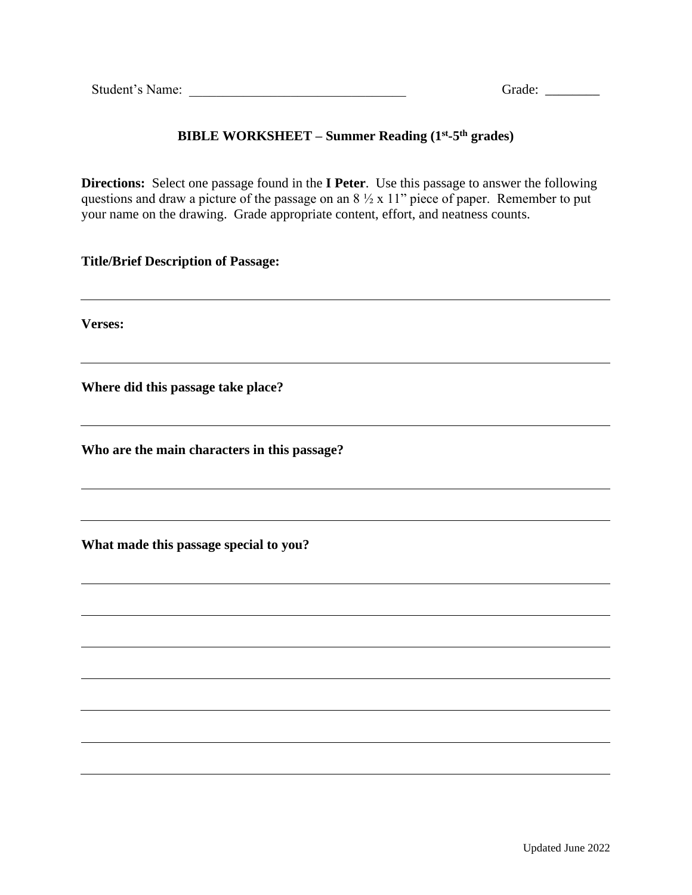Student's Name: ________________________________ Grade: ________

## BIBLE WORKSHEET – Summer Reading (1st-5th grades)

**Directions:** Select one passage found in the **I Peter**. Use this passage to answer the following questions and draw a picture of the passage on an 8 ½ x 11" piece of paper. Remember to put your name on the drawing. Grade appropriate content, effort, and neatness counts.

**Title/Brief Description of Passage:**

______________________________________________________________________

**Verses:**

______________________________________________________________________

**Where did this passage take place?**

______________________________________________________________________

**Who are the main characters in this passage?**

______________________________________________________________________

______________________________________________________________________

**What made this passage special to you?**

______________________________________________________________________

______________________________________________________________________

______________________________________________________________________

______________________________________________________________________

______________________________________________________________________

______________________________________________________________________

______________________________________________________________________

Updated June 2022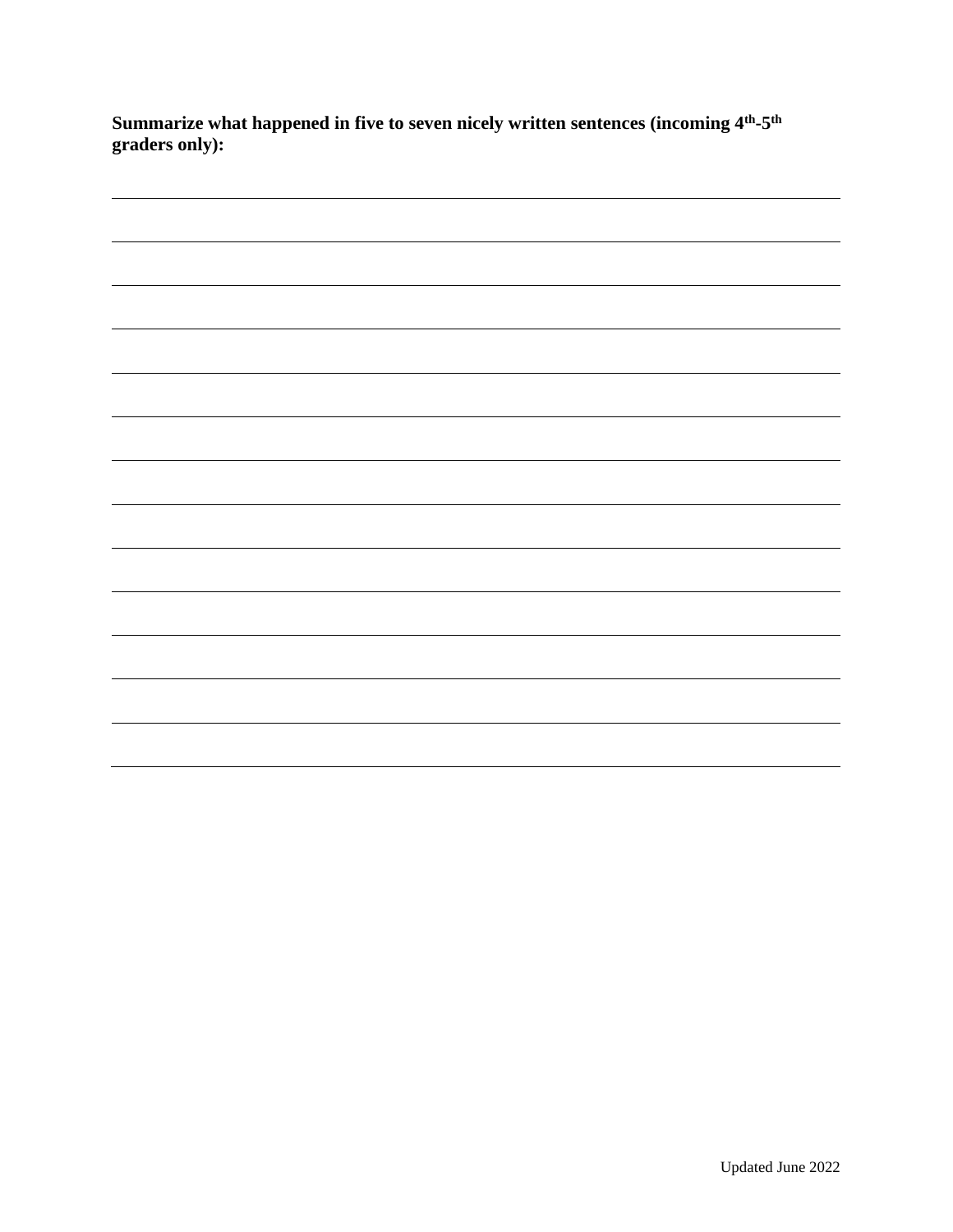**Summarize what happened in five to seven nicely written sentences (incoming 4th-5th graders only):**

\_\_\_\_\_\_\_\_\_\_\_\_\_\_\_\_\_\_\_\_\_\_\_\_\_\_\_\_\_\_\_\_\_\_\_\_\_\_\_\_\_\_\_\_\_\_\_\_\_\_\_\_\_\_\_\_\_\_\_\_\_\_\_\_\_\_\_\_\_\_\_\_\_\_\_\_

\_\_\_\_\_\_\_\_\_\_\_\_\_\_\_\_\_\_\_\_\_\_\_\_\_\_\_\_\_\_\_\_\_\_\_\_\_\_\_\_\_\_\_\_\_\_\_\_\_\_\_\_\_\_\_\_\_\_\_\_\_\_\_\_\_\_\_\_\_\_\_\_\_\_\_\_

\_\_\_\_\_\_\_\_\_\_\_\_\_\_\_\_\_\_\_\_\_\_\_\_\_\_\_\_\_\_\_\_\_\_\_\_\_\_\_\_\_\_\_\_\_\_\_\_\_\_\_\_\_\_\_\_\_\_\_\_\_\_\_\_\_\_\_\_\_\_\_\_\_\_\_\_

\_\_\_\_\_\_\_\_\_\_\_\_\_\_\_\_\_\_\_\_\_\_\_\_\_\_\_\_\_\_\_\_\_\_\_\_\_\_\_\_\_\_\_\_\_\_\_\_\_\_\_\_\_\_\_\_\_\_\_\_\_\_\_\_\_\_\_\_\_\_\_\_\_\_\_\_

\_\_\_\_\_\_\_\_\_\_\_\_\_\_\_\_\_\_\_\_\_\_\_\_\_\_\_\_\_\_\_\_\_\_\_\_\_\_\_\_\_\_\_\_\_\_\_\_\_\_\_\_\_\_\_\_\_\_\_\_\_\_\_\_\_\_\_\_\_\_\_\_\_\_\_\_

\_\_\_\_\_\_\_\_\_\_\_\_\_\_\_\_\_\_\_\_\_\_\_\_\_\_\_\_\_\_\_\_\_\_\_\_\_\_\_\_\_\_\_\_\_\_\_\_\_\_\_\_\_\_\_\_\_\_\_\_\_\_\_\_\_\_\_\_\_\_\_\_\_\_\_\_

\_\_\_\_\_\_\_\_\_\_\_\_\_\_\_\_\_\_\_\_\_\_\_\_\_\_\_\_\_\_\_\_\_\_\_\_\_\_\_\_\_\_\_\_\_\_\_\_\_\_\_\_\_\_\_\_\_\_\_\_\_\_\_\_\_\_\_\_\_\_\_\_\_\_\_\_

\_\_\_\_\_\_\_\_\_\_\_\_\_\_\_\_\_\_\_\_\_\_\_\_\_\_\_\_\_\_\_\_\_\_\_\_\_\_\_\_\_\_\_\_\_\_\_\_\_\_\_\_\_\_\_\_\_\_\_\_\_\_\_\_\_\_\_\_\_\_\_\_\_\_\_\_

\_\_\_\_\_\_\_\_\_\_\_\_\_\_\_\_\_\_\_\_\_\_\_\_\_\_\_\_\_\_\_\_\_\_\_\_\_\_\_\_\_\_\_\_\_\_\_\_\_\_\_\_\_\_\_\_\_\_\_\_\_\_\_\_\_\_\_\_\_\_\_\_\_\_\_\_

\_\_\_\_\_\_\_\_\_\_\_\_\_\_\_\_\_\_\_\_\_\_\_\_\_\_\_\_\_\_\_\_\_\_\_\_\_\_\_\_\_\_\_\_\_\_\_\_\_\_\_\_\_\_\_\_\_\_\_\_\_\_\_\_\_\_\_\_\_\_\_\_\_\_\_\_

\_\_\_\_\_\_\_\_\_\_\_\_\_\_\_\_\_\_\_\_\_\_\_\_\_\_\_\_\_\_\_\_\_\_\_\_\_\_\_\_\_\_\_\_\_\_\_\_\_\_\_\_\_\_\_\_\_\_\_\_\_\_\_\_\_\_\_\_\_\_\_\_\_\_\_\_

\_\_\_\_\_\_\_\_\_\_\_\_\_\_\_\_\_\_\_\_\_\_\_\_\_\_\_\_\_\_\_\_\_\_\_\_\_\_\_\_\_\_\_\_\_\_\_\_\_\_\_\_\_\_\_\_\_\_\_\_\_\_\_\_\_\_\_\_\_\_\_\_\_\_\_\_

\_\_\_\_\_\_\_\_\_\_\_\_\_\_\_\_\_\_\_\_\_\_\_\_\_\_\_\_\_\_\_\_\_\_\_\_\_\_\_\_\_\_\_\_\_\_\_\_\_\_\_\_\_\_\_\_\_\_\_\_\_\_\_\_\_\_\_\_\_\_\_\_\_\_\_\_

\_\_\_\_\_\_\_\_\_\_\_\_\_\_\_\_\_\_\_\_\_\_\_\_\_\_\_\_\_\_\_\_\_\_\_\_\_\_\_\_\_\_\_\_\_\_\_\_\_\_\_\_\_\_\_\_\_\_\_\_\_\_\_\_\_\_\_\_\_\_\_\_\_\_\_\_

Updated June 2022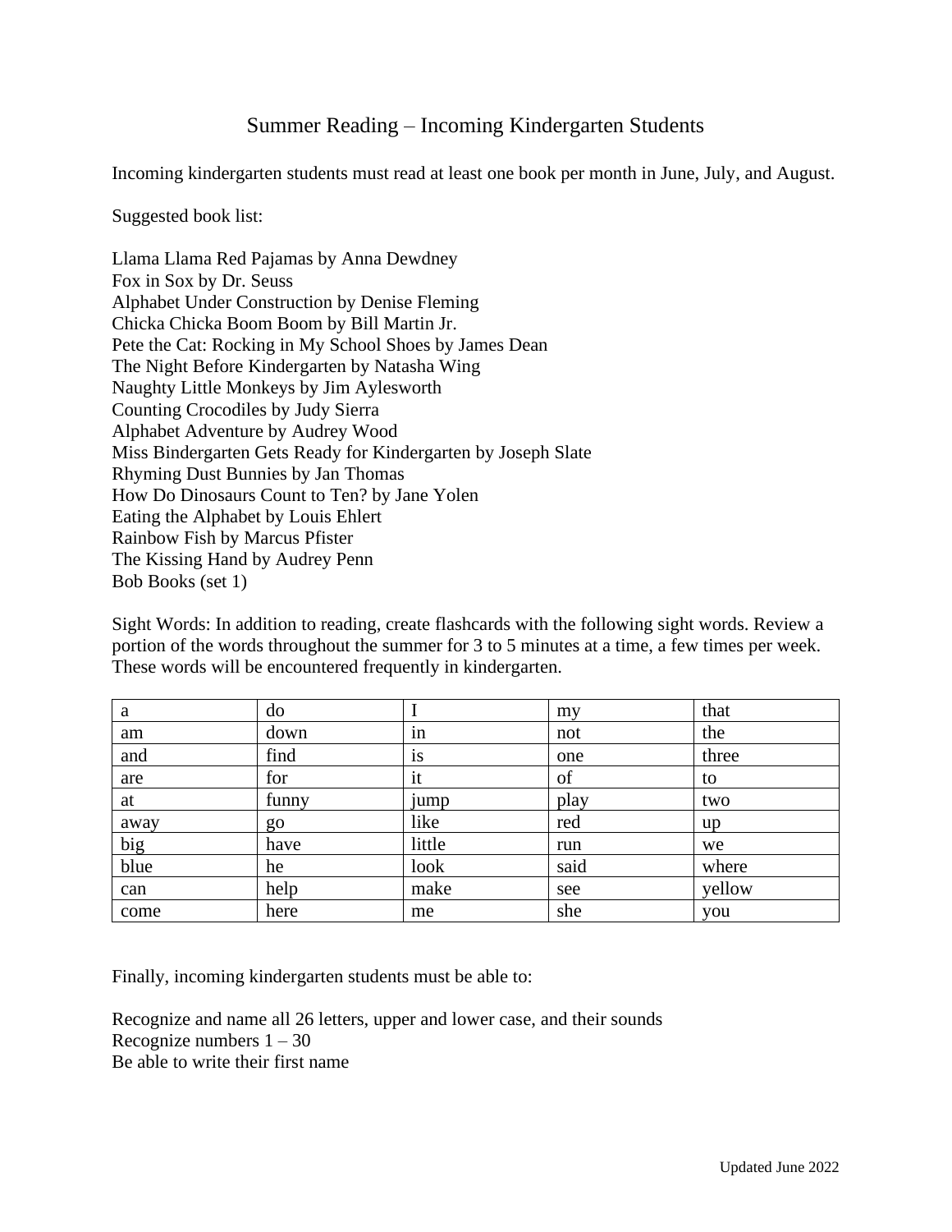# Summer Reading – Incoming Kindergarten Students

Incoming kindergarten students must read at least one book per month in June, July, and August.

Suggested book list:

Llama Llama Red Pajamas by Anna Dewdney
Fox in Sox by Dr. Seuss
Alphabet Under Construction by Denise Fleming
Chicka Chicka Boom Boom by Bill Martin Jr.
Pete the Cat: Rocking in My School Shoes by James Dean
The Night Before Kindergarten by Natasha Wing
Naughty Little Monkeys by Jim Aylesworth
Counting Crocodiles by Judy Sierra
Alphabet Adventure by Audrey Wood
Miss Bindergarten Gets Ready for Kindergarten by Joseph Slate
Rhyming Dust Bunnies by Jan Thomas
How Do Dinosaurs Count to Ten? by Jane Yolen
Eating the Alphabet by Louis Ehlert
Rainbow Fish by Marcus Pfister
The Kissing Hand by Audrey Penn
Bob Books (set 1)

Sight Words: In addition to reading, create flashcards with the following sight words. Review a portion of the words throughout the summer for 3 to 5 minutes at a time, a few times per week. These words will be encountered frequently in kindergarten.

| | | | | |
|---|---|---|---|---|
| a | do | I | my | that |
| am | down | in | not | the |
| and | find | is | one | three |
| are | for | it | of | to |
| at | funny | jump | play | two |
| away | go | like | red | up |
| big | have | little | run | we |
| blue | he | look | said | where |
| can | help | make | see | yellow |
| come | here | me | she | you |

Finally, incoming kindergarten students must be able to:

Recognize and name all 26 letters, upper and lower case, and their sounds
Recognize numbers 1 – 30
Be able to write their first name

Updated June 2022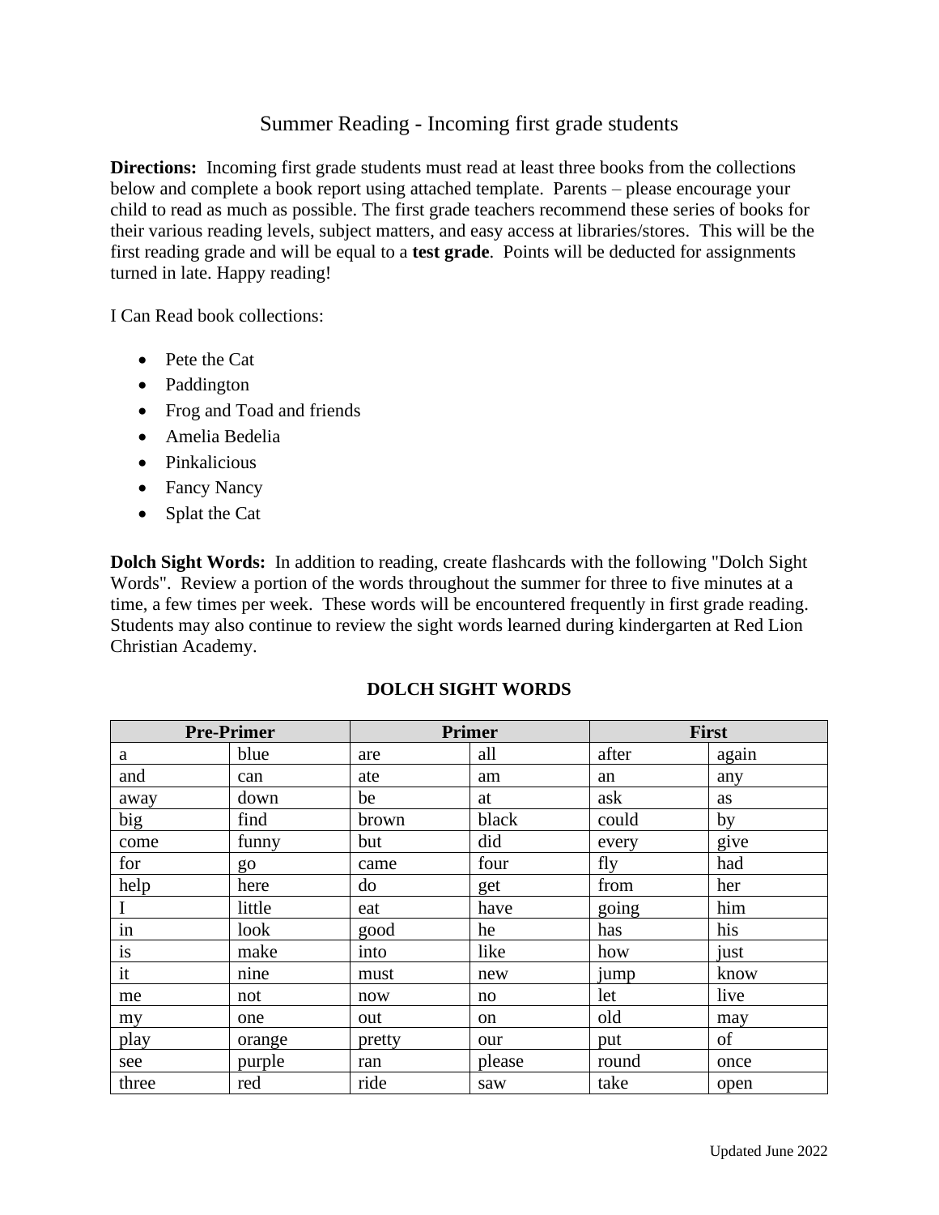# Summer Reading - Incoming first grade students

**Directions:** Incoming first grade students must read at least three books from the collections below and complete a book report using attached template. Parents – please encourage your child to read as much as possible. The first grade teachers recommend these series of books for their various reading levels, subject matters, and easy access at libraries/stores. This will be the first reading grade and will be equal to a **test grade**. Points will be deducted for assignments turned in late. Happy reading!

I Can Read book collections:

- Pete the Cat
- Paddington
- Frog and Toad and friends
- Amelia Bedelia
- Pinkalicious
- Fancy Nancy
- Splat the Cat

**Dolch Sight Words:** In addition to reading, create flashcards with the following "Dolch Sight Words". Review a portion of the words throughout the summer for three to five minutes at a time, a few times per week. These words will be encountered frequently in first grade reading. Students may also continue to review the sight words learned during kindergarten at Red Lion Christian Academy.

## DOLCH SIGHT WORDS

| Pre-Primer | | Primer | | First | |
|---|---|---|---|---|---|
| a | blue | are | all | after | again |
| and | can | ate | am | an | any |
| away | down | be | at | ask | as |
| big | find | brown | black | could | by |
| come | funny | but | did | every | give |
| for | go | came | four | fly | had |
| help | here | do | get | from | her |
| I | little | eat | have | going | him |
| in | look | good | he | has | his |
| is | make | into | like | how | just |
| it | nine | must | new | jump | know |
| me | not | now | no | let | live |
| my | one | out | on | old | may |
| play | orange | pretty | our | put | of |
| see | purple | ran | please | round | once |
| three | red | ride | saw | take | open |

Updated June 2022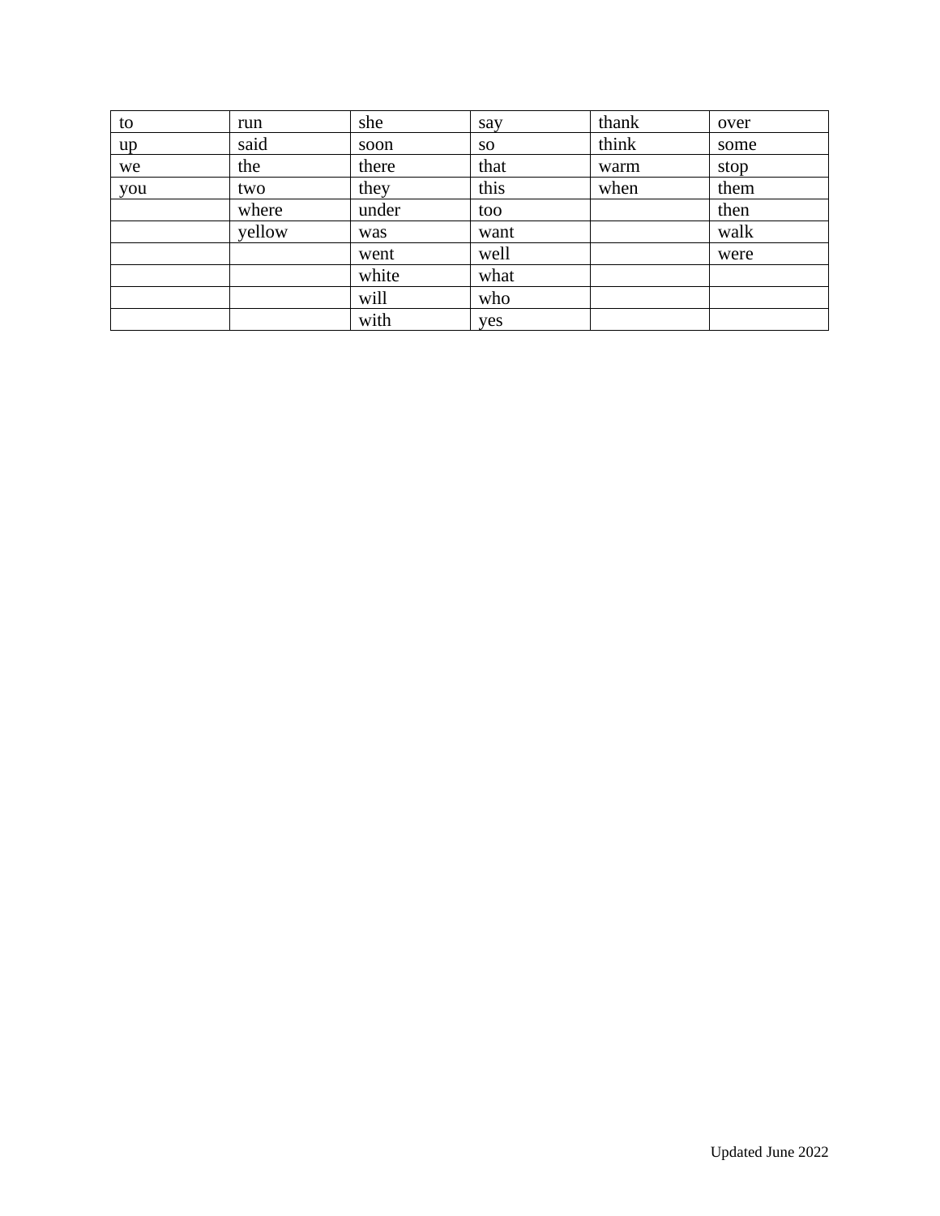| to | run | she | say | thank | over |
|---|---|---|---|---|---|
| up | said | soon | so | think | some |
| we | the | there | that | warm | stop |
| you | two | they | this | when | them |
| | where | under | too | | then |
| | yellow | was | want | | walk |
| | | went | well | | were |
| | | white | what | | |
| | | will | who | | |
| | | with | yes | | |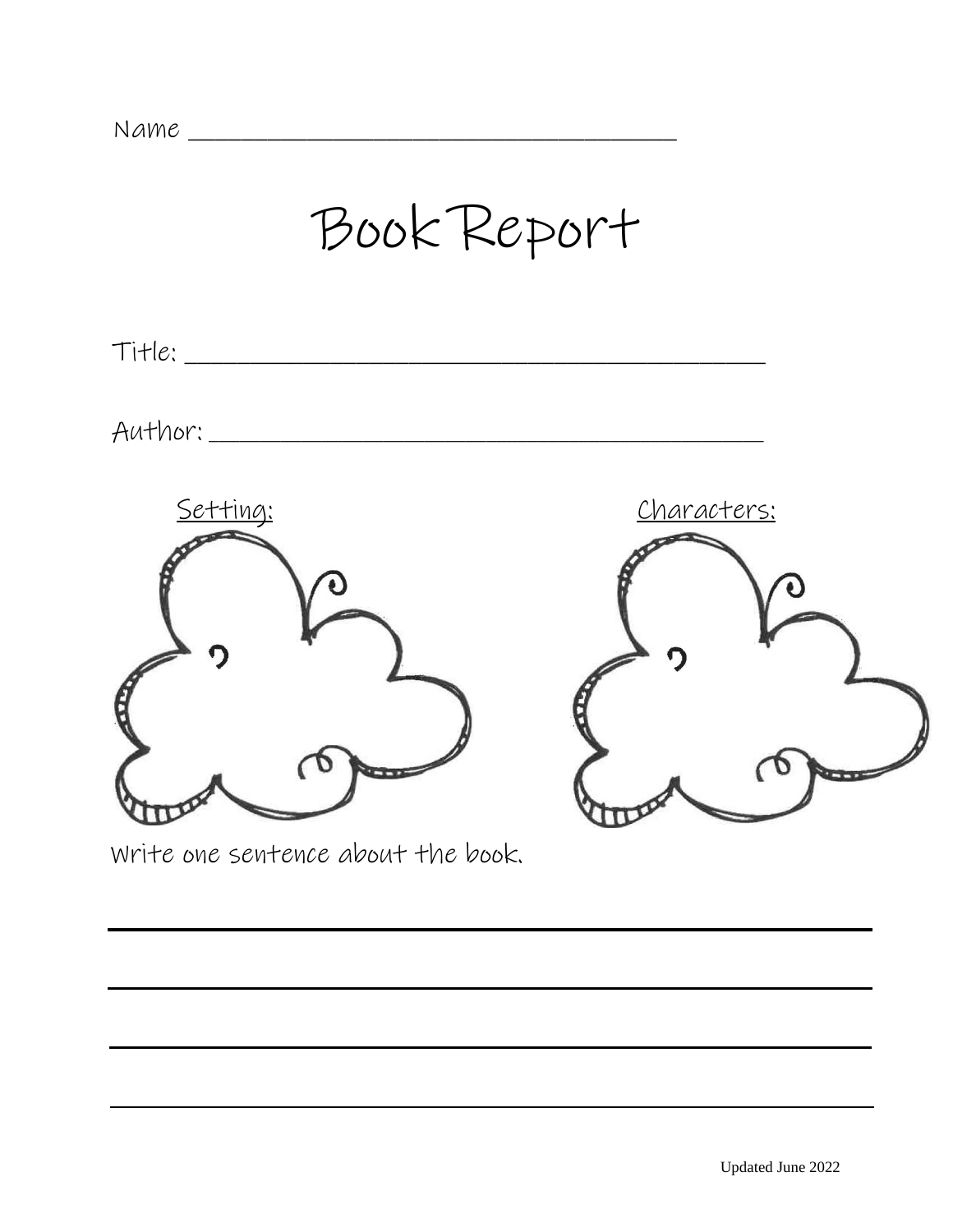Name ______________________________________

# Book Report

Title: ______________________________________________

Author: ____________________________________________

Setting:

Characters:

Write one sentence about the book.

______________________________________________________________

______________________________________________________________

______________________________________________________________

______________________________________________________________

Updated June 2022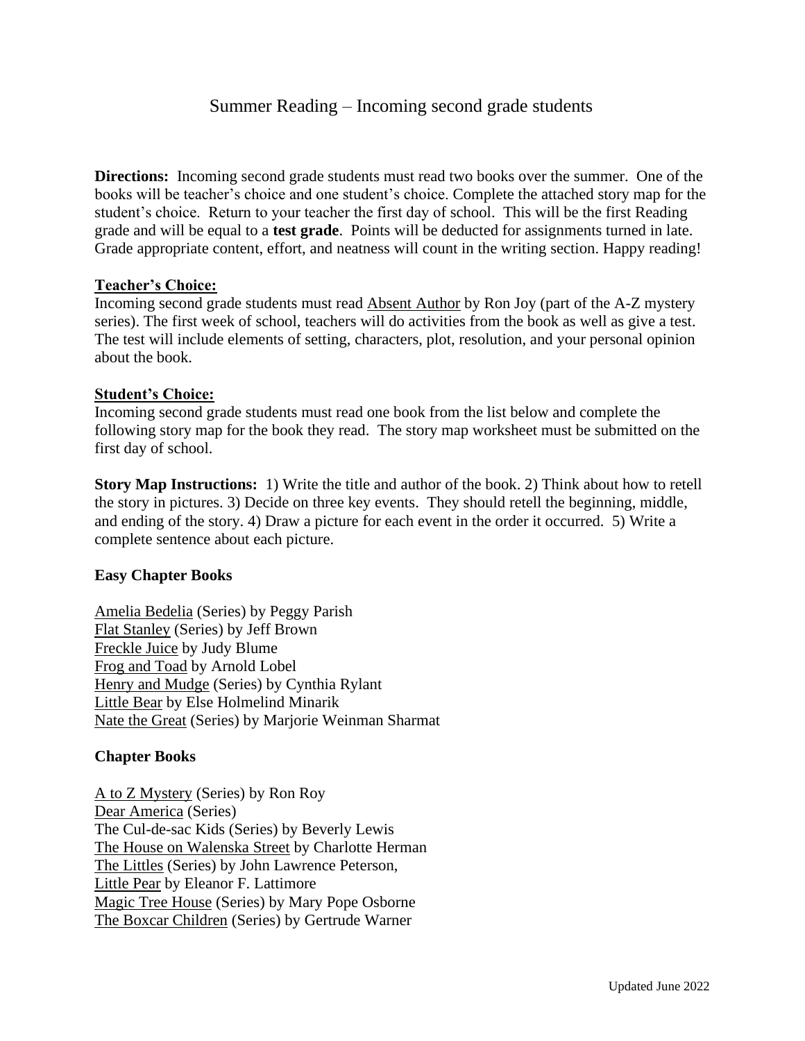# Summer Reading – Incoming second grade students

**Directions:** Incoming second grade students must read two books over the summer. One of the books will be teacher's choice and one student's choice. Complete the attached story map for the student's choice. Return to your teacher the first day of school. This will be the first Reading grade and will be equal to a **test grade**. Points will be deducted for assignments turned in late. Grade appropriate content, effort, and neatness will count in the writing section. Happy reading!

**Teacher's Choice:**

Incoming second grade students must read Absent Author by Ron Joy (part of the A-Z mystery series). The first week of school, teachers will do activities from the book as well as give a test. The test will include elements of setting, characters, plot, resolution, and your personal opinion about the book.

**Student's Choice:**

Incoming second grade students must read one book from the list below and complete the following story map for the book they read. The story map worksheet must be submitted on the first day of school.

**Story Map Instructions:** 1) Write the title and author of the book. 2) Think about how to retell the story in pictures. 3) Decide on three key events. They should retell the beginning, middle, and ending of the story. 4) Draw a picture for each event in the order it occurred. 5) Write a complete sentence about each picture.

**Easy Chapter Books**

Amelia Bedelia (Series) by Peggy Parish
Flat Stanley (Series) by Jeff Brown
Freckle Juice by Judy Blume
Frog and Toad by Arnold Lobel
Henry and Mudge (Series) by Cynthia Rylant
Little Bear by Else Holmelind Minarik
Nate the Great (Series) by Marjorie Weinman Sharmat

**Chapter Books**

A to Z Mystery (Series) by Ron Roy
Dear America (Series)
The Cul-de-sac Kids (Series) by Beverly Lewis
The House on Walenska Street by Charlotte Herman
The Littles (Series) by John Lawrence Peterson,
Little Pear by Eleanor F. Lattimore
Magic Tree House (Series) by Mary Pope Osborne
The Boxcar Children (Series) by Gertrude Warner

Updated June 2022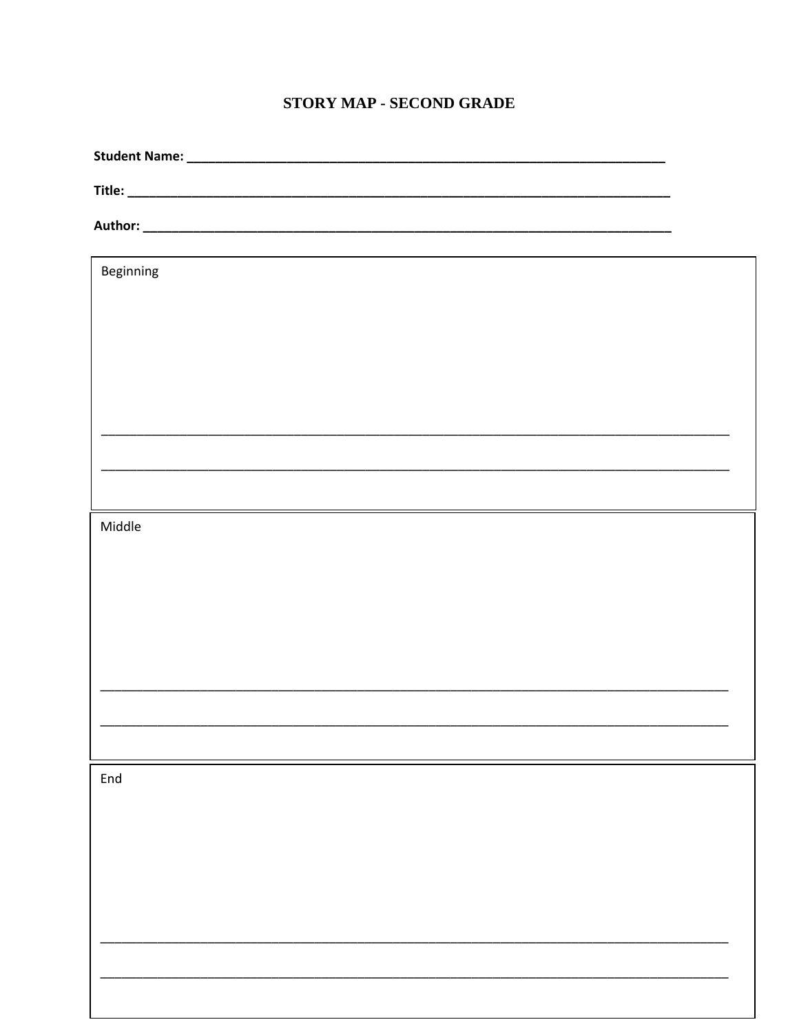# STORY MAP - SECOND GRADE

**Student Name:** ________________________________________________________________

**Title:** ______________________________________________________________________

**Author:** ____________________________________________________________________

Beginning

________________________________________________________________________________

________________________________________________________________________________

Middle

________________________________________________________________________________

________________________________________________________________________________

End

________________________________________________________________________________

________________________________________________________________________________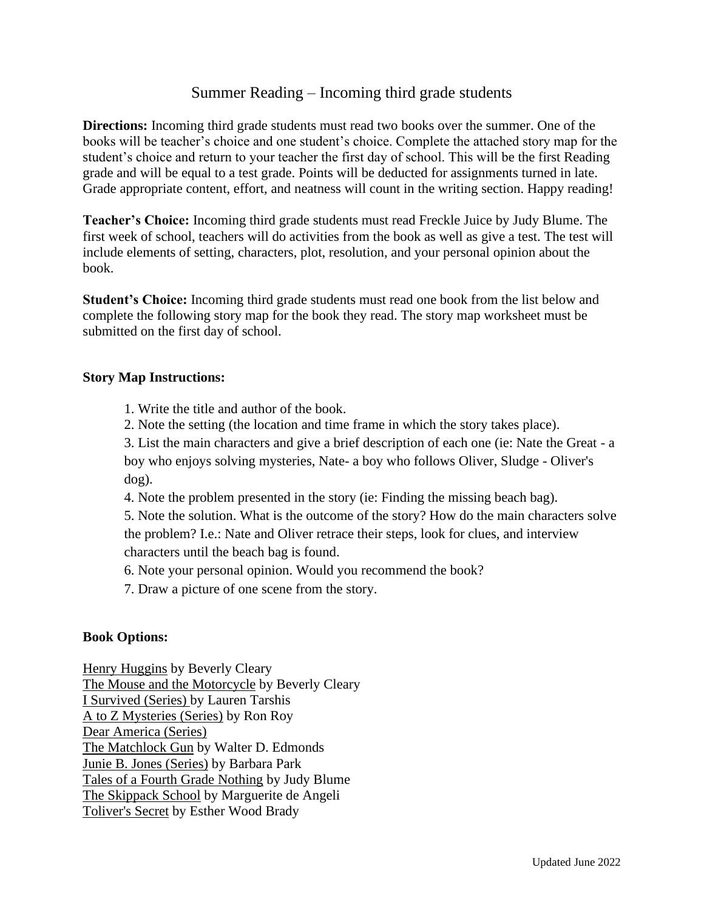# Summer Reading – Incoming third grade students

**Directions:** Incoming third grade students must read two books over the summer. One of the books will be teacher's choice and one student's choice. Complete the attached story map for the student's choice and return to your teacher the first day of school. This will be the first Reading grade and will be equal to a test grade. Points will be deducted for assignments turned in late. Grade appropriate content, effort, and neatness will count in the writing section. Happy reading!

**Teacher's Choice:** Incoming third grade students must read Freckle Juice by Judy Blume. The first week of school, teachers will do activities from the book as well as give a test. The test will include elements of setting, characters, plot, resolution, and your personal opinion about the book.

**Student's Choice:** Incoming third grade students must read one book from the list below and complete the following story map for the book they read. The story map worksheet must be submitted on the first day of school.

**Story Map Instructions:**

1. Write the title and author of the book.
2. Note the setting (the location and time frame in which the story takes place).
3. List the main characters and give a brief description of each one (ie: Nate the Great - a boy who enjoys solving mysteries, Nate- a boy who follows Oliver, Sludge - Oliver's dog).
4. Note the problem presented in the story (ie: Finding the missing beach bag).
5. Note the solution. What is the outcome of the story? How do the main characters solve the problem? I.e.: Nate and Oliver retrace their steps, look for clues, and interview characters until the beach bag is found.
6. Note your personal opinion. Would you recommend the book?
7. Draw a picture of one scene from the story.

**Book Options:**

Henry Huggins by Beverly Cleary
The Mouse and the Motorcycle by Beverly Cleary
I Survived (Series) by Lauren Tarshis
A to Z Mysteries (Series) by Ron Roy
Dear America (Series)
The Matchlock Gun by Walter D. Edmonds
Junie B. Jones (Series) by Barbara Park
Tales of a Fourth Grade Nothing by Judy Blume
The Skippack School by Marguerite de Angeli
Toliver's Secret by Esther Wood Brady

Updated June 2022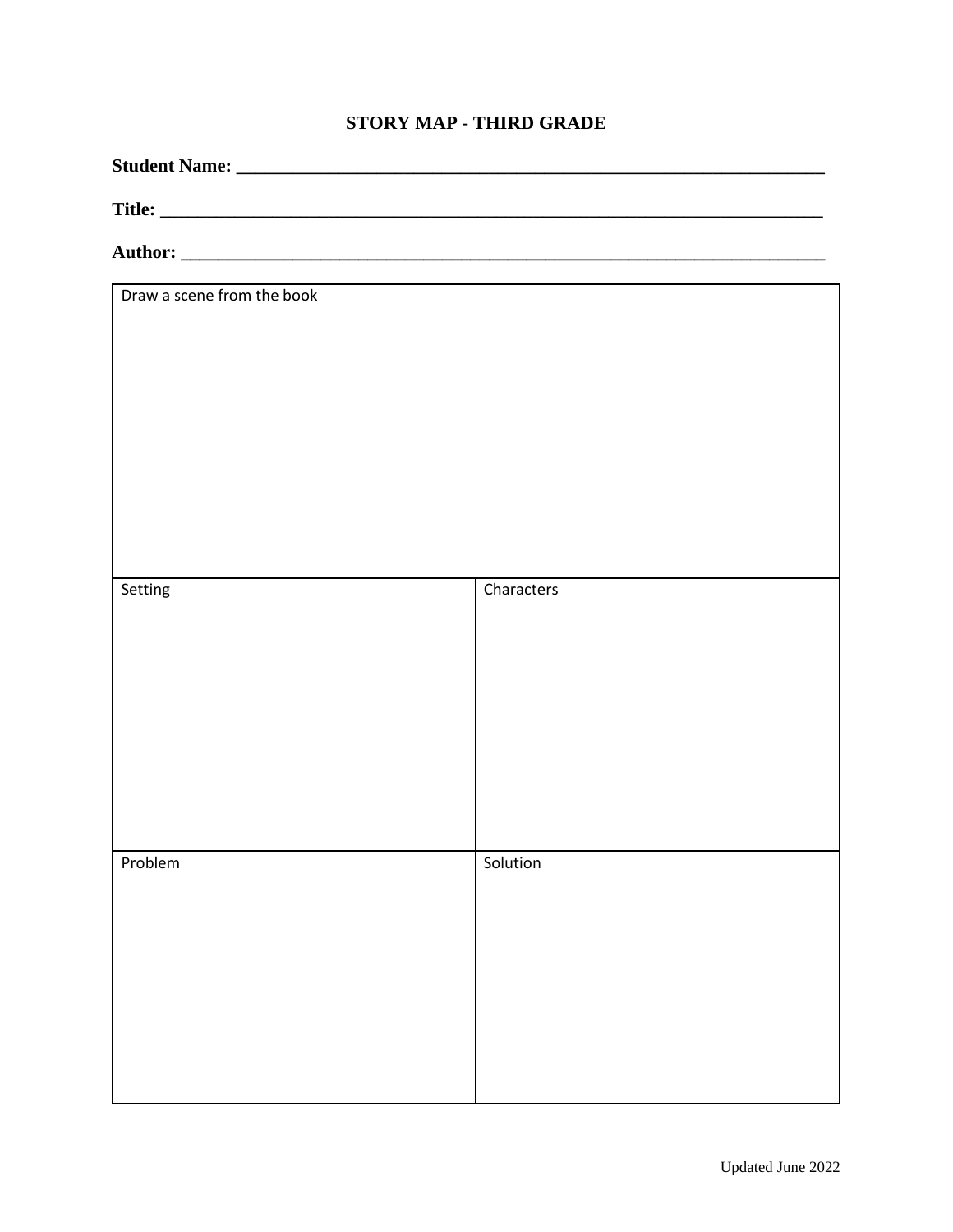# STORY MAP - THIRD GRADE

**Student Name:** ___________________________________________________________

**Title:** ________________________________________________________________

**Author:** ______________________________________________________________

| Draw a scene from the book | |
|---|---|
| Setting | Characters |
| Problem | Solution |

Updated June 2022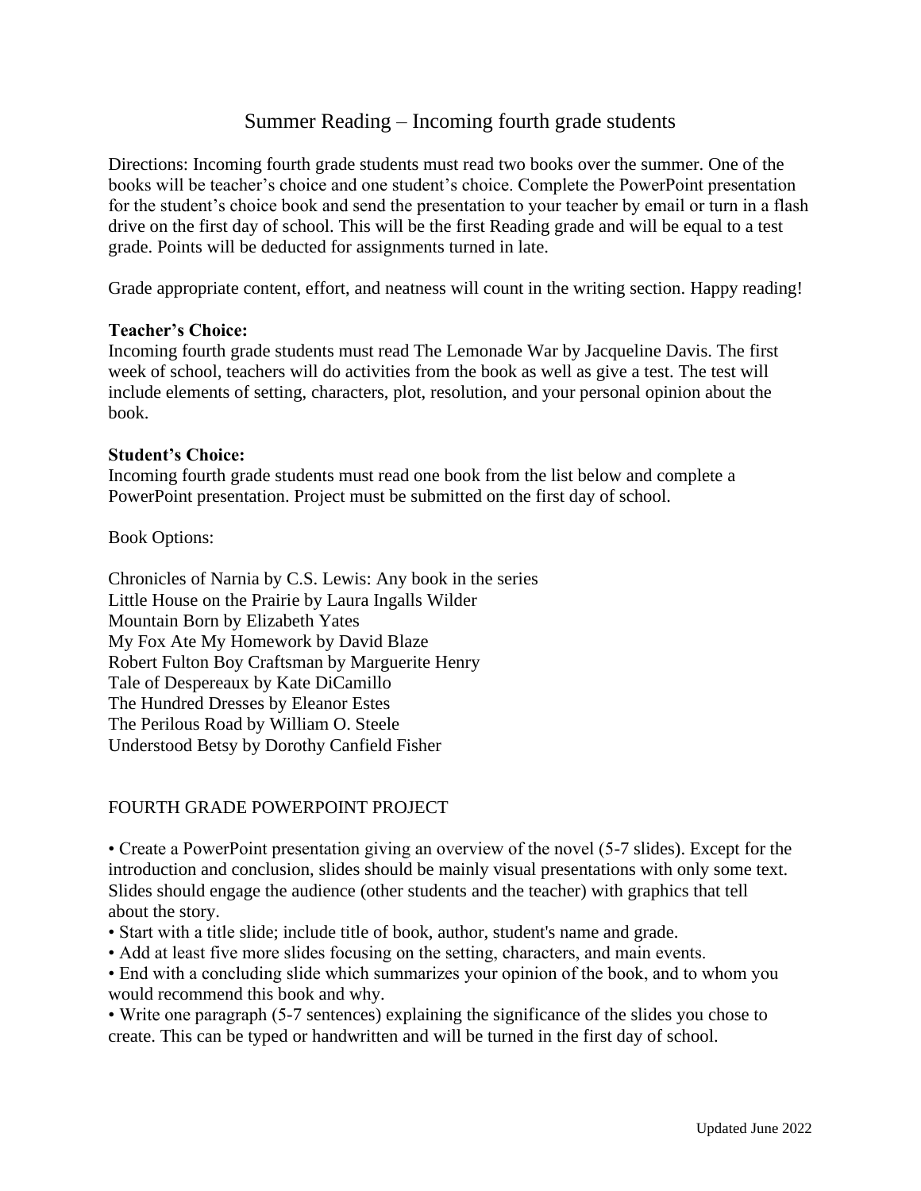# Summer Reading – Incoming fourth grade students

Directions: Incoming fourth grade students must read two books over the summer. One of the books will be teacher's choice and one student's choice. Complete the PowerPoint presentation for the student's choice book and send the presentation to your teacher by email or turn in a flash drive on the first day of school. This will be the first Reading grade and will be equal to a test grade. Points will be deducted for assignments turned in late.

Grade appropriate content, effort, and neatness will count in the writing section. Happy reading!

**Teacher's Choice:**
Incoming fourth grade students must read The Lemonade War by Jacqueline Davis. The first week of school, teachers will do activities from the book as well as give a test. The test will include elements of setting, characters, plot, resolution, and your personal opinion about the book.

**Student's Choice:**
Incoming fourth grade students must read one book from the list below and complete a PowerPoint presentation. Project must be submitted on the first day of school.

Book Options:

Chronicles of Narnia by C.S. Lewis: Any book in the series
Little House on the Prairie by Laura Ingalls Wilder
Mountain Born by Elizabeth Yates
My Fox Ate My Homework by David Blaze
Robert Fulton Boy Craftsman by Marguerite Henry
Tale of Despereaux by Kate DiCamillo
The Hundred Dresses by Eleanor Estes
The Perilous Road by William O. Steele
Understood Betsy by Dorothy Canfield Fisher

## FOURTH GRADE POWERPOINT PROJECT

- Create a PowerPoint presentation giving an overview of the novel (5-7 slides). Except for the introduction and conclusion, slides should be mainly visual presentations with only some text. Slides should engage the audience (other students and the teacher) with graphics that tell about the story.
- Start with a title slide; include title of book, author, student's name and grade.
- Add at least five more slides focusing on the setting, characters, and main events.
- End with a concluding slide which summarizes your opinion of the book, and to whom you would recommend this book and why.
- Write one paragraph (5-7 sentences) explaining the significance of the slides you chose to create. This can be typed or handwritten and will be turned in the first day of school.

Updated June 2022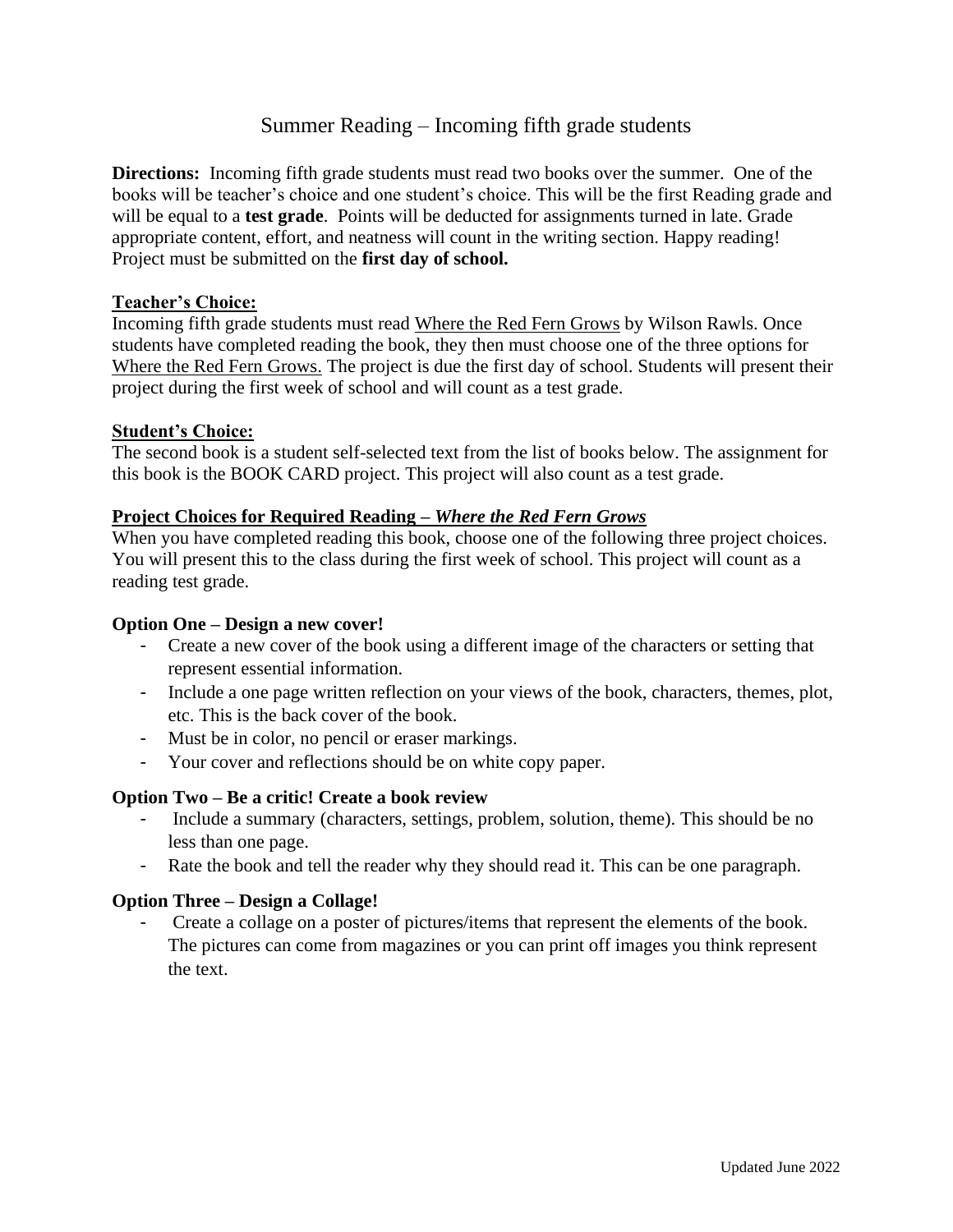# Summer Reading – Incoming fifth grade students

**Directions:** Incoming fifth grade students must read two books over the summer. One of the books will be teacher's choice and one student's choice. This will be the first Reading grade and will be equal to a **test grade**. Points will be deducted for assignments turned in late. Grade appropriate content, effort, and neatness will count in the writing section. Happy reading! Project must be submitted on the **first day of school.**

**Teacher's Choice:**

Incoming fifth grade students must read Where the Red Fern Grows by Wilson Rawls. Once students have completed reading the book, they then must choose one of the three options for Where the Red Fern Grows. The project is due the first day of school. Students will present their project during the first week of school and will count as a test grade.

**Student's Choice:**

The second book is a student self-selected text from the list of books below. The assignment for this book is the BOOK CARD project. This project will also count as a test grade.

**Project Choices for Required Reading – *Where the Red Fern Grows***

When you have completed reading this book, choose one of the following three project choices. You will present this to the class during the first week of school. This project will count as a reading test grade.

**Option One – Design a new cover!**

- Create a new cover of the book using a different image of the characters or setting that represent essential information.
- Include a one page written reflection on your views of the book, characters, themes, plot, etc. This is the back cover of the book.
- Must be in color, no pencil or eraser markings.
- Your cover and reflections should be on white copy paper.

**Option Two – Be a critic! Create a book review**

- Include a summary (characters, settings, problem, solution, theme). This should be no less than one page.
- Rate the book and tell the reader why they should read it. This can be one paragraph.

**Option Three – Design a Collage!**

- Create a collage on a poster of pictures/items that represent the elements of the book. The pictures can come from magazines or you can print off images you think represent the text.

Updated June 2022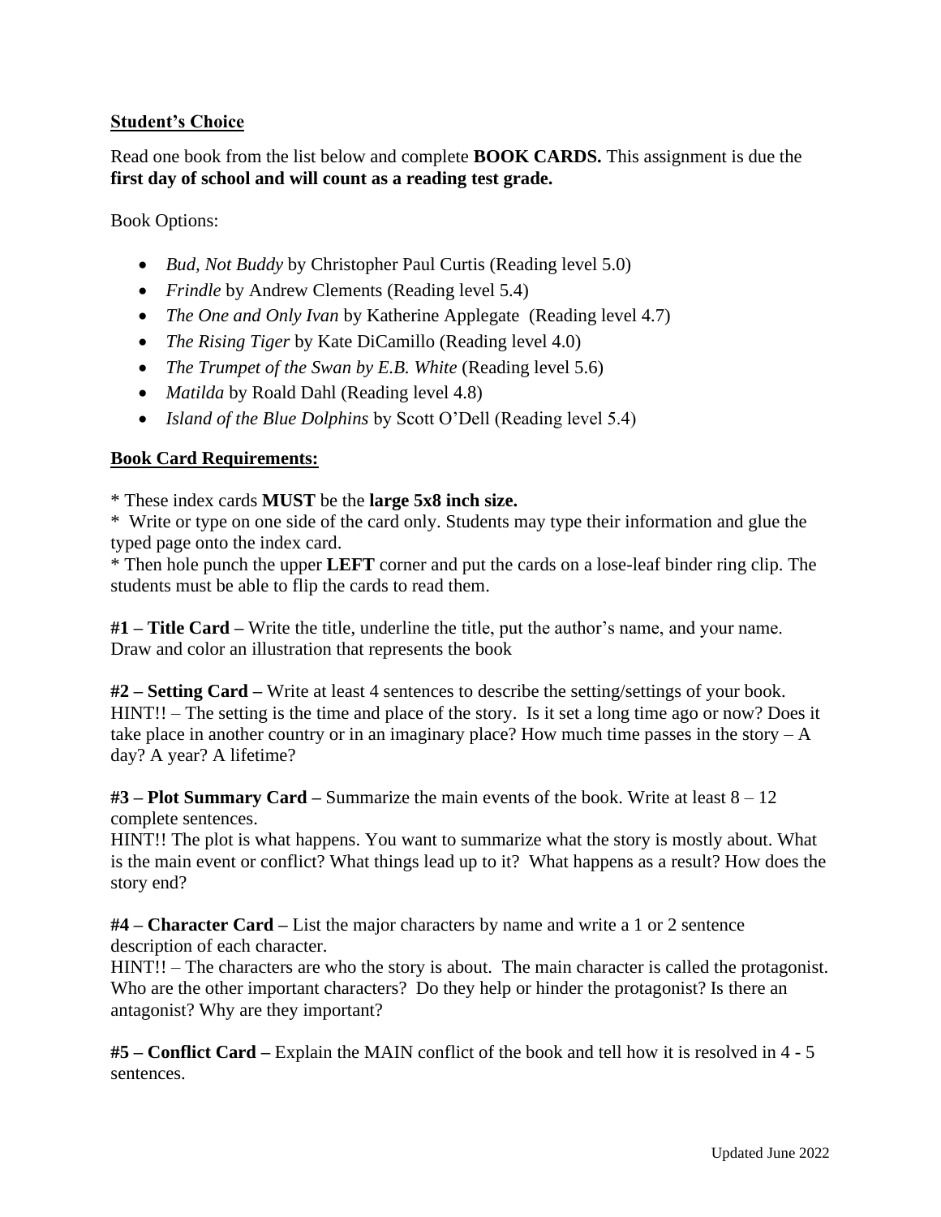**Student's Choice**

Read one book from the list below and complete **BOOK CARDS.** This assignment is due the **first day of school and will count as a reading test grade.**

Book Options:

- *Bud, Not Buddy* by Christopher Paul Curtis (Reading level 5.0)
- *Frindle* by Andrew Clements (Reading level 5.4)
- *The One and Only Ivan* by Katherine Applegate (Reading level 4.7)
- *The Rising Tiger* by Kate DiCamillo (Reading level 4.0)
- *The Trumpet of the Swan by E.B. White* (Reading level 5.6)
- *Matilda* by Roald Dahl (Reading level 4.8)
- *Island of the Blue Dolphins* by Scott O'Dell (Reading level 5.4)

**Book Card Requirements:**

* These index cards **MUST** be the **large 5x8 inch size.**
* Write or type on one side of the card only. Students may type their information and glue the typed page onto the index card.
* Then hole punch the upper **LEFT** corner and put the cards on a lose-leaf binder ring clip. The students must be able to flip the cards to read them.

**#1 – Title Card –** Write the title, underline the title, put the author's name, and your name. Draw and color an illustration that represents the book

**#2 – Setting Card –** Write at least 4 sentences to describe the setting/settings of your book. HINT!! – The setting is the time and place of the story. Is it set a long time ago or now? Does it take place in another country or in an imaginary place? How much time passes in the story – A day? A year? A lifetime?

**#3 – Plot Summary Card –** Summarize the main events of the book. Write at least 8 – 12 complete sentences.
HINT!! The plot is what happens. You want to summarize what the story is mostly about. What is the main event or conflict? What things lead up to it? What happens as a result? How does the story end?

**#4 – Character Card –** List the major characters by name and write a 1 or 2 sentence description of each character.
HINT!! – The characters are who the story is about. The main character is called the protagonist. Who are the other important characters? Do they help or hinder the protagonist? Is there an antagonist? Why are they important?

**#5 – Conflict Card –** Explain the MAIN conflict of the book and tell how it is resolved in 4 - 5 sentences.

Updated June 2022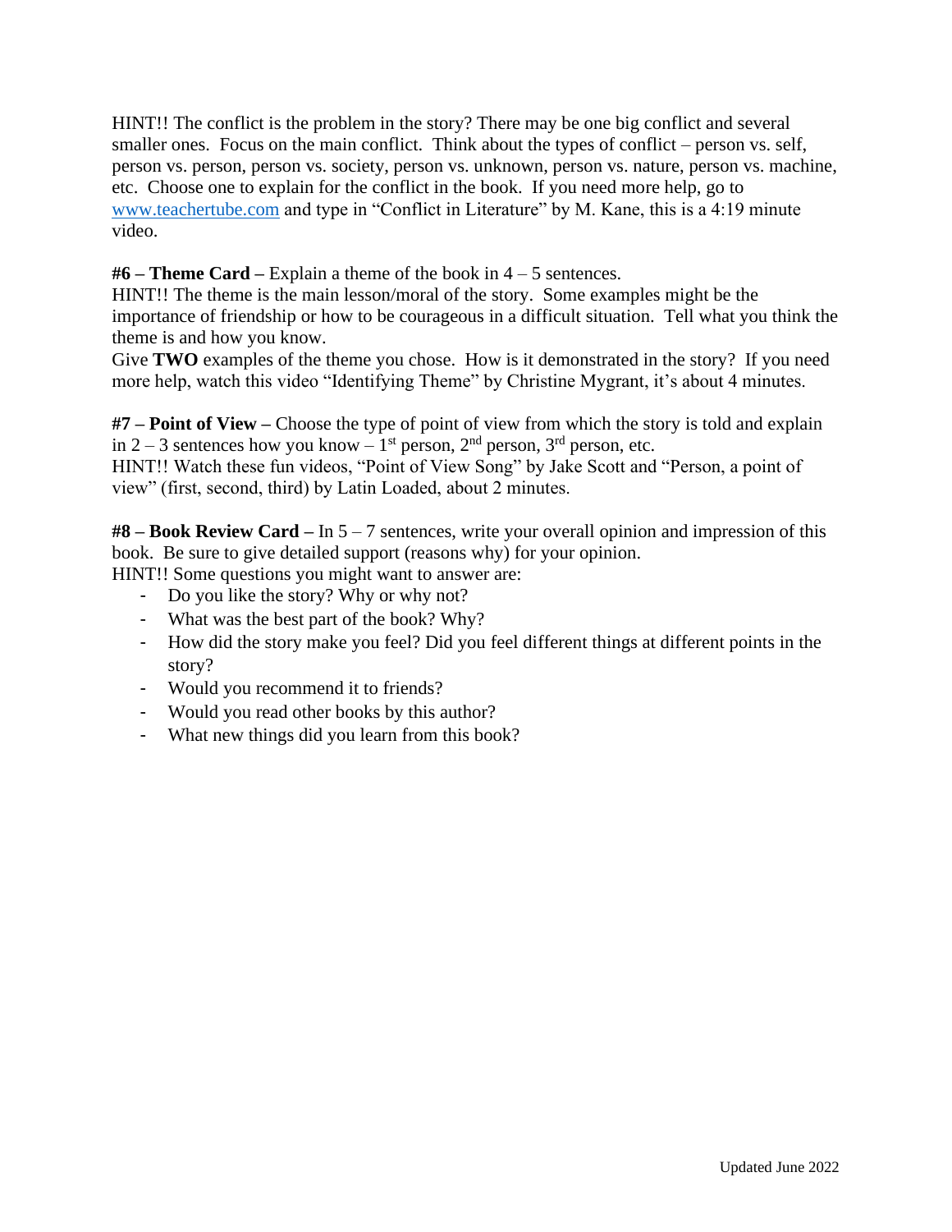HINT!! The conflict is the problem in the story? There may be one big conflict and several smaller ones. Focus on the main conflict. Think about the types of conflict – person vs. self, person vs. person, person vs. society, person vs. unknown, person vs. nature, person vs. machine, etc. Choose one to explain for the conflict in the book. If you need more help, go to [www.teachertube.com](http://www.teachertube.com) and type in "Conflict in Literature" by M. Kane, this is a 4:19 minute video.

**#6 – Theme Card –** Explain a theme of the book in 4 – 5 sentences.
HINT!! The theme is the main lesson/moral of the story. Some examples might be the importance of friendship or how to be courageous in a difficult situation. Tell what you think the theme is and how you know.
Give **TWO** examples of the theme you chose. How is it demonstrated in the story? If you need more help, watch this video "Identifying Theme" by Christine Mygrant, it's about 4 minutes.

**#7 – Point of View –** Choose the type of point of view from which the story is told and explain in 2 – 3 sentences how you know – 1st person, 2nd person, 3rd person, etc.
HINT!! Watch these fun videos, "Point of View Song" by Jake Scott and "Person, a point of view" (first, second, third) by Latin Loaded, about 2 minutes.

**#8 – Book Review Card –** In 5 – 7 sentences, write your overall opinion and impression of this book. Be sure to give detailed support (reasons why) for your opinion.
HINT!! Some questions you might want to answer are:

- Do you like the story? Why or why not?
- What was the best part of the book? Why?
- How did the story make you feel? Did you feel different things at different points in the story?
- Would you recommend it to friends?
- Would you read other books by this author?
- What new things did you learn from this book?

Updated June 2022